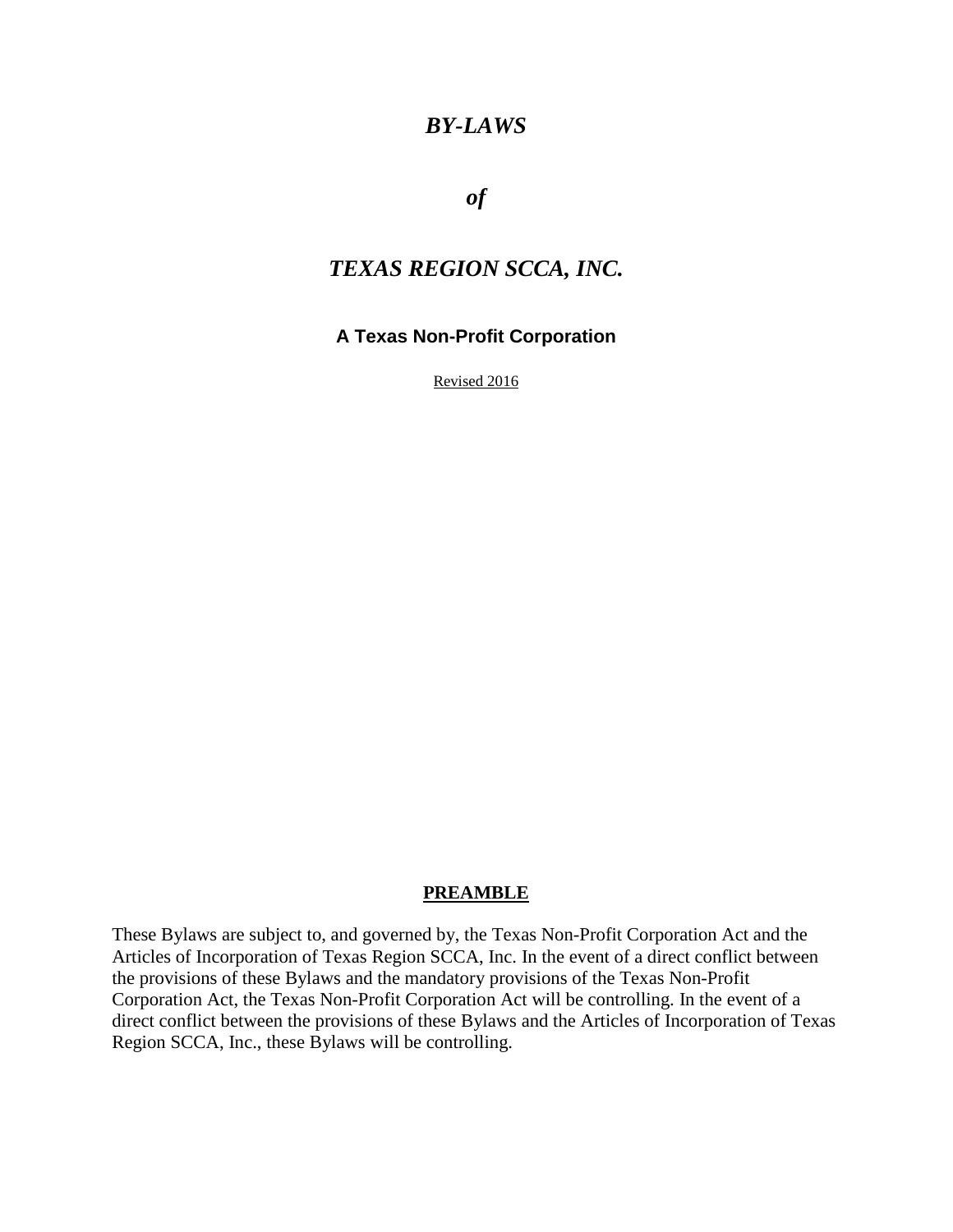# *BY-LAWS*

# *of*

# *TEXAS REGION SCCA, INC.*

**A Texas Non-Profit Corporation**

Revised 2016

## PREAMBLE

These Bylaws are subject to, and governed by, the Texas Non-Profit Corporation Act and the Articles of Incorporation of Texas Region SCCA, Inc. In the event of a direct conflict between the provisions of these Bylaws and the mandatory provisions of the Texas Non-Profit Corporation Act, the Texas Non-Profit Corporation Act will be controlling. In the event of a direct conflict between the provisions of these Bylaws and the Articles of Incorporation of Texas Region SCCA, Inc., these Bylaws will be controlling.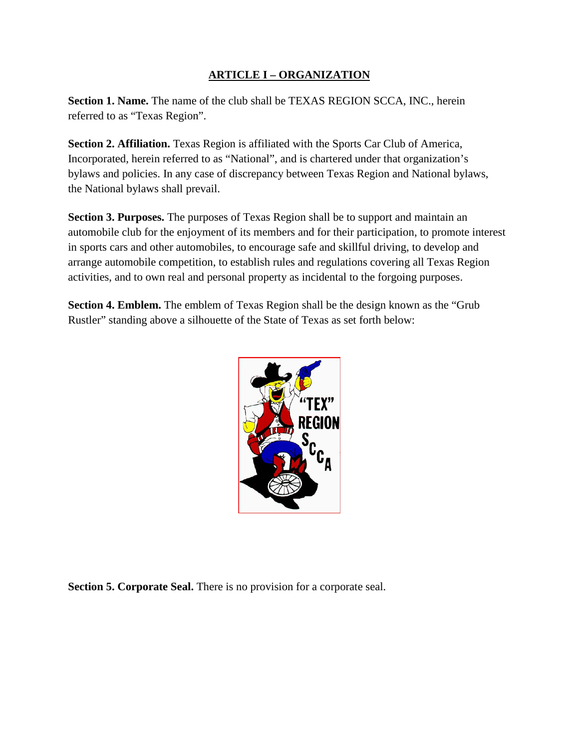## ARTICLE I – ORGANIZATION

**Section 1. Name.** The name of the club shall be TEXAS REGION SCCA, INC., herein referred to as "Texas Region".

**Section 2. Affiliation.** Texas Region is affiliated with the Sports Car Club of America, Incorporated, herein referred to as "National", and is chartered under that organization's bylaws and policies. In any case of discrepancy between Texas Region and National bylaws, the National bylaws shall prevail.

**Section 3. Purposes.** The purposes of Texas Region shall be to support and maintain an automobile club for the enjoyment of its members and for their participation, to promote interest in sports cars and other automobiles, to encourage safe and skillful driving, to develop and arrange automobile competition, to establish rules and regulations covering all Texas Region activities, and to own real and personal property as incidental to the forgoing purposes.

**Section 4. Emblem.** The emblem of Texas Region shall be the design known as the "Grub Rustler" standing above a silhouette of the State of Texas as set forth below:

**Section 5. Corporate Seal.** There is no provision for a corporate seal.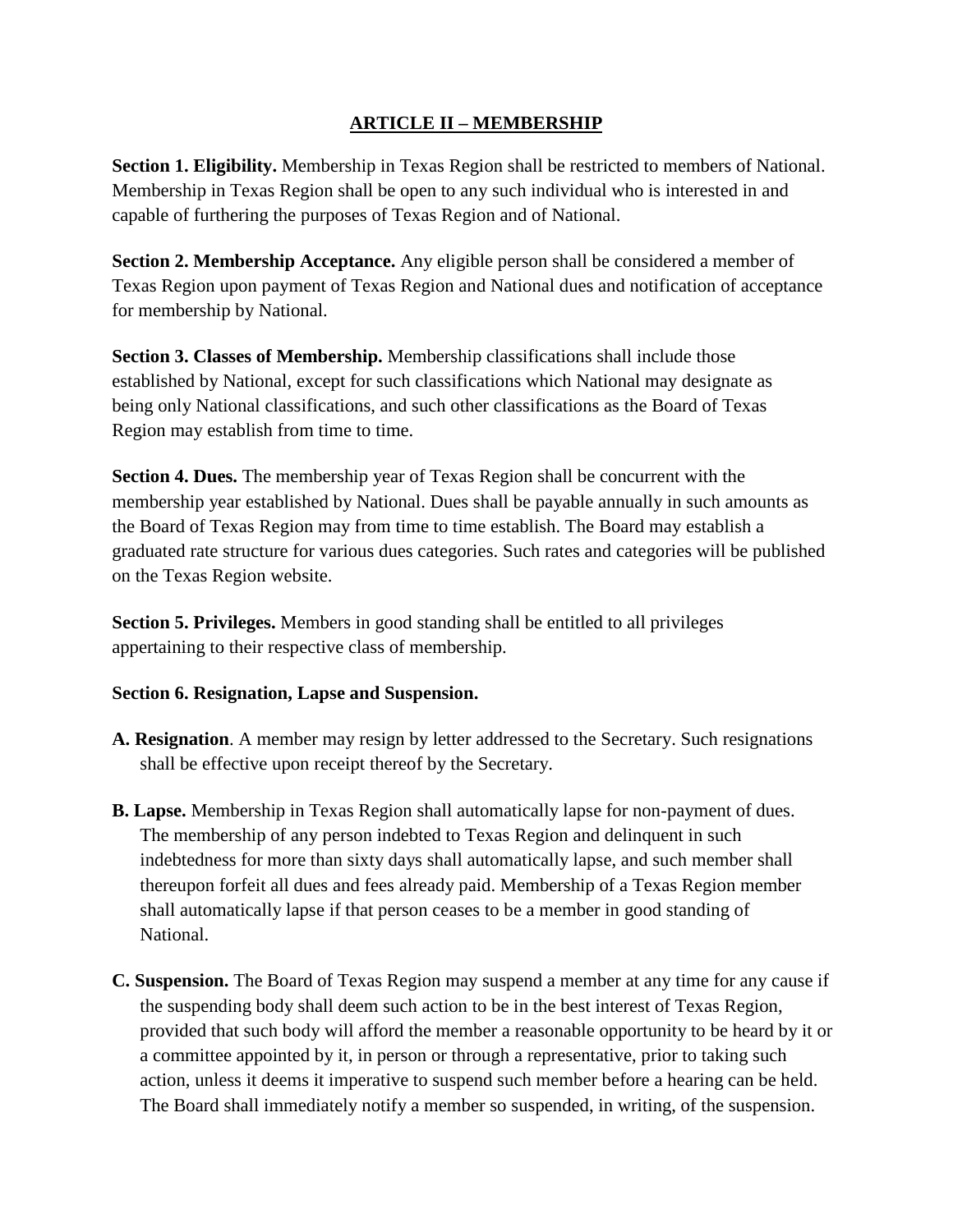## ARTICLE II – MEMBERSHIP

**Section 1. Eligibility.** Membership in Texas Region shall be restricted to members of National. Membership in Texas Region shall be open to any such individual who is interested in and capable of furthering the purposes of Texas Region and of National.

**Section 2. Membership Acceptance.** Any eligible person shall be considered a member of Texas Region upon payment of Texas Region and National dues and notification of acceptance for membership by National.

**Section 3. Classes of Membership.** Membership classifications shall include those established by National, except for such classifications which National may designate as being only National classifications, and such other classifications as the Board of Texas Region may establish from time to time.

**Section 4. Dues.** The membership year of Texas Region shall be concurrent with the membership year established by National. Dues shall be payable annually in such amounts as the Board of Texas Region may from time to time establish. The Board may establish a graduated rate structure for various dues categories. Such rates and categories will be published on the Texas Region website.

**Section 5. Privileges.** Members in good standing shall be entitled to all privileges appertaining to their respective class of membership.

**Section 6. Resignation, Lapse and Suspension.**

**A. Resignation**. A member may resign by letter addressed to the Secretary. Such resignations shall be effective upon receipt thereof by the Secretary.

**B. Lapse.** Membership in Texas Region shall automatically lapse for non-payment of dues. The membership of any person indebted to Texas Region and delinquent in such indebtedness for more than sixty days shall automatically lapse, and such member shall thereupon forfeit all dues and fees already paid. Membership of a Texas Region member shall automatically lapse if that person ceases to be a member in good standing of National.

**C. Suspension.** The Board of Texas Region may suspend a member at any time for any cause if the suspending body shall deem such action to be in the best interest of Texas Region, provided that such body will afford the member a reasonable opportunity to be heard by it or a committee appointed by it, in person or through a representative, prior to taking such action, unless it deems it imperative to suspend such member before a hearing can be held. The Board shall immediately notify a member so suspended, in writing, of the suspension.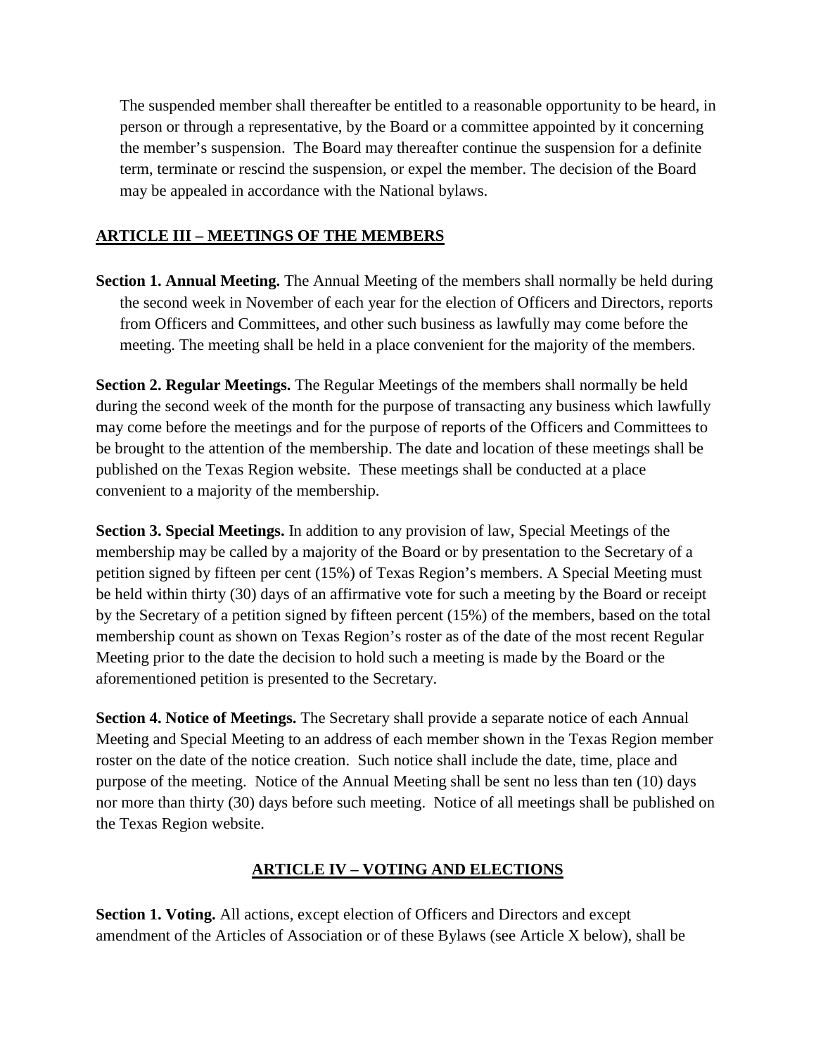The suspended member shall thereafter be entitled to a reasonable opportunity to be heard, in person or through a representative, by the Board or a committee appointed by it concerning the member's suspension. The Board may thereafter continue the suspension for a definite term, terminate or rescind the suspension, or expel the member. The decision of the Board may be appealed in accordance with the National bylaws.

## ARTICLE III – MEETINGS OF THE MEMBERS

**Section 1. Annual Meeting.** The Annual Meeting of the members shall normally be held during the second week in November of each year for the election of Officers and Directors, reports from Officers and Committees, and other such business as lawfully may come before the meeting. The meeting shall be held in a place convenient for the majority of the members.

**Section 2. Regular Meetings.** The Regular Meetings of the members shall normally be held during the second week of the month for the purpose of transacting any business which lawfully may come before the meetings and for the purpose of reports of the Officers and Committees to be brought to the attention of the membership. The date and location of these meetings shall be published on the Texas Region website. These meetings shall be conducted at a place convenient to a majority of the membership.

**Section 3. Special Meetings.** In addition to any provision of law, Special Meetings of the membership may be called by a majority of the Board or by presentation to the Secretary of a petition signed by fifteen per cent (15%) of Texas Region's members. A Special Meeting must be held within thirty (30) days of an affirmative vote for such a meeting by the Board or receipt by the Secretary of a petition signed by fifteen percent (15%) of the members, based on the total membership count as shown on Texas Region's roster as of the date of the most recent Regular Meeting prior to the date the decision to hold such a meeting is made by the Board or the aforementioned petition is presented to the Secretary.

**Section 4. Notice of Meetings.** The Secretary shall provide a separate notice of each Annual Meeting and Special Meeting to an address of each member shown in the Texas Region member roster on the date of the notice creation. Such notice shall include the date, time, place and purpose of the meeting. Notice of the Annual Meeting shall be sent no less than ten (10) days nor more than thirty (30) days before such meeting. Notice of all meetings shall be published on the Texas Region website.

## ARTICLE IV – VOTING AND ELECTIONS

**Section 1. Voting.** All actions, except election of Officers and Directors and except amendment of the Articles of Association or of these Bylaws (see Article X below), shall be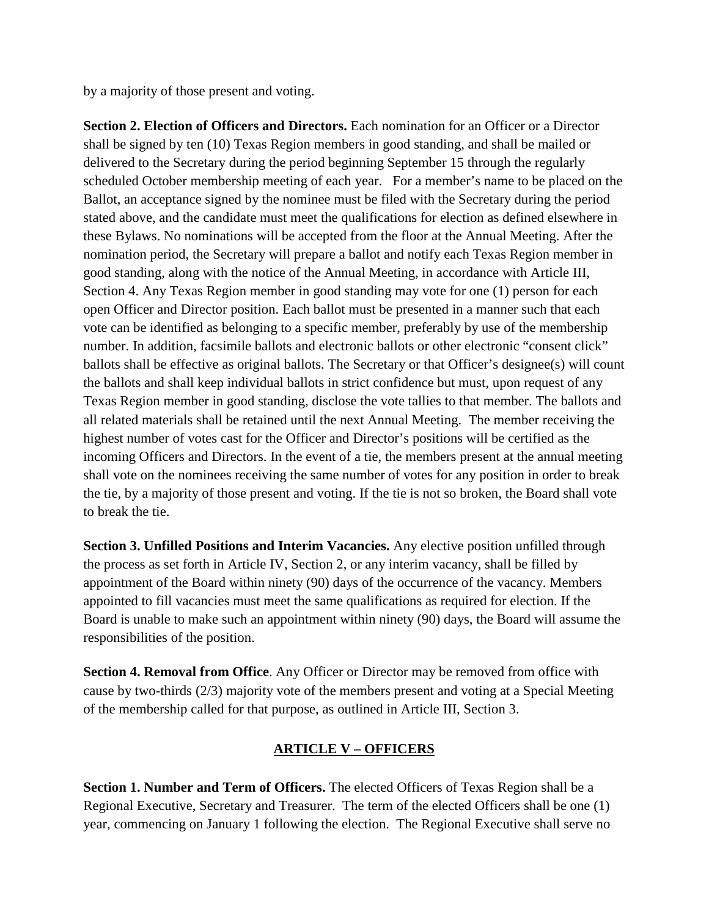by a majority of those present and voting.

**Section 2. Election of Officers and Directors.** Each nomination for an Officer or a Director shall be signed by ten (10) Texas Region members in good standing, and shall be mailed or delivered to the Secretary during the period beginning September 15 through the regularly scheduled October membership meeting of each year. For a member's name to be placed on the Ballot, an acceptance signed by the nominee must be filed with the Secretary during the period stated above, and the candidate must meet the qualifications for election as defined elsewhere in these Bylaws. No nominations will be accepted from the floor at the Annual Meeting. After the nomination period, the Secretary will prepare a ballot and notify each Texas Region member in good standing, along with the notice of the Annual Meeting, in accordance with Article III, Section 4. Any Texas Region member in good standing may vote for one (1) person for each open Officer and Director position. Each ballot must be presented in a manner such that each vote can be identified as belonging to a specific member, preferably by use of the membership number. In addition, facsimile ballots and electronic ballots or other electronic "consent click" ballots shall be effective as original ballots. The Secretary or that Officer's designee(s) will count the ballots and shall keep individual ballots in strict confidence but must, upon request of any Texas Region member in good standing, disclose the vote tallies to that member. The ballots and all related materials shall be retained until the next Annual Meeting. The member receiving the highest number of votes cast for the Officer and Director's positions will be certified as the incoming Officers and Directors. In the event of a tie, the members present at the annual meeting shall vote on the nominees receiving the same number of votes for any position in order to break the tie, by a majority of those present and voting. If the tie is not so broken, the Board shall vote to break the tie.

**Section 3. Unfilled Positions and Interim Vacancies.** Any elective position unfilled through the process as set forth in Article IV, Section 2, or any interim vacancy, shall be filled by appointment of the Board within ninety (90) days of the occurrence of the vacancy. Members appointed to fill vacancies must meet the same qualifications as required for election. If the Board is unable to make such an appointment within ninety (90) days, the Board will assume the responsibilities of the position.

**Section 4. Removal from Office**. Any Officer or Director may be removed from office with cause by two-thirds (2/3) majority vote of the members present and voting at a Special Meeting of the membership called for that purpose, as outlined in Article III, Section 3.

## ARTICLE V – OFFICERS

**Section 1. Number and Term of Officers.** The elected Officers of Texas Region shall be a Regional Executive, Secretary and Treasurer. The term of the elected Officers shall be one (1) year, commencing on January 1 following the election. The Regional Executive shall serve no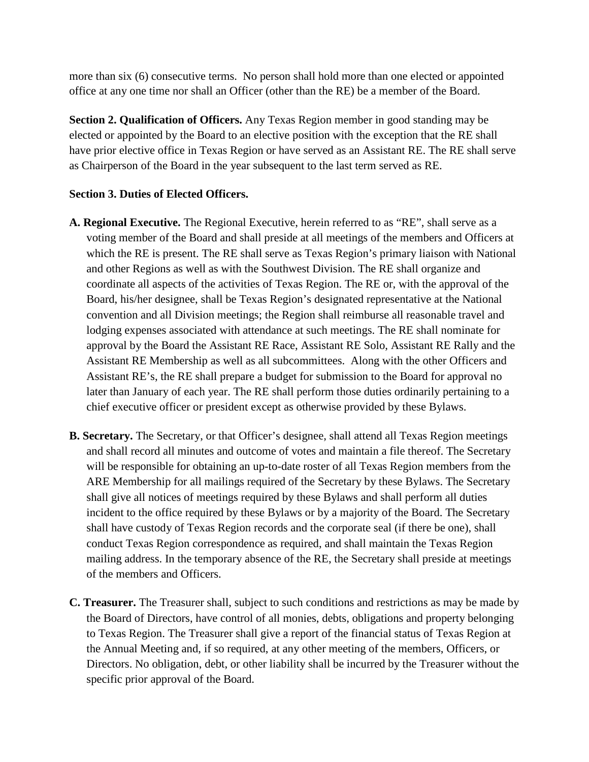more than six (6) consecutive terms. No person shall hold more than one elected or appointed office at any one time nor shall an Officer (other than the RE) be a member of the Board.

**Section 2. Qualification of Officers.** Any Texas Region member in good standing may be elected or appointed by the Board to an elective position with the exception that the RE shall have prior elective office in Texas Region or have served as an Assistant RE. The RE shall serve as Chairperson of the Board in the year subsequent to the last term served as RE.

**Section 3. Duties of Elected Officers.**

**A. Regional Executive.** The Regional Executive, herein referred to as "RE", shall serve as a voting member of the Board and shall preside at all meetings of the members and Officers at which the RE is present. The RE shall serve as Texas Region's primary liaison with National and other Regions as well as with the Southwest Division. The RE shall organize and coordinate all aspects of the activities of Texas Region. The RE or, with the approval of the Board, his/her designee, shall be Texas Region's designated representative at the National convention and all Division meetings; the Region shall reimburse all reasonable travel and lodging expenses associated with attendance at such meetings. The RE shall nominate for approval by the Board the Assistant RE Race, Assistant RE Solo, Assistant RE Rally and the Assistant RE Membership as well as all subcommittees. Along with the other Officers and Assistant RE's, the RE shall prepare a budget for submission to the Board for approval no later than January of each year. The RE shall perform those duties ordinarily pertaining to a chief executive officer or president except as otherwise provided by these Bylaws.

**B. Secretary.** The Secretary, or that Officer's designee, shall attend all Texas Region meetings and shall record all minutes and outcome of votes and maintain a file thereof. The Secretary will be responsible for obtaining an up-to-date roster of all Texas Region members from the ARE Membership for all mailings required of the Secretary by these Bylaws. The Secretary shall give all notices of meetings required by these Bylaws and shall perform all duties incident to the office required by these Bylaws or by a majority of the Board. The Secretary shall have custody of Texas Region records and the corporate seal (if there be one), shall conduct Texas Region correspondence as required, and shall maintain the Texas Region mailing address. In the temporary absence of the RE, the Secretary shall preside at meetings of the members and Officers.

**C. Treasurer.** The Treasurer shall, subject to such conditions and restrictions as may be made by the Board of Directors, have control of all monies, debts, obligations and property belonging to Texas Region. The Treasurer shall give a report of the financial status of Texas Region at the Annual Meeting and, if so required, at any other meeting of the members, Officers, or Directors. No obligation, debt, or other liability shall be incurred by the Treasurer without the specific prior approval of the Board.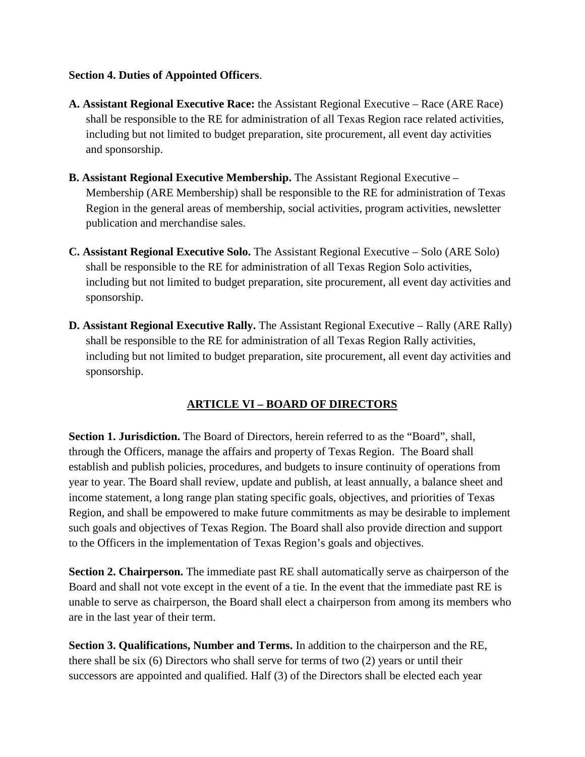**Section 4. Duties of Appointed Officers**.

**A. Assistant Regional Executive Race:** the Assistant Regional Executive – Race (ARE Race) shall be responsible to the RE for administration of all Texas Region race related activities, including but not limited to budget preparation, site procurement, all event day activities and sponsorship.

**B. Assistant Regional Executive Membership.** The Assistant Regional Executive – Membership (ARE Membership) shall be responsible to the RE for administration of Texas Region in the general areas of membership, social activities, program activities, newsletter publication and merchandise sales.

**C. Assistant Regional Executive Solo.** The Assistant Regional Executive – Solo (ARE Solo) shall be responsible to the RE for administration of all Texas Region Solo activities, including but not limited to budget preparation, site procurement, all event day activities and sponsorship.

**D. Assistant Regional Executive Rally.** The Assistant Regional Executive – Rally (ARE Rally) shall be responsible to the RE for administration of all Texas Region Rally activities, including but not limited to budget preparation, site procurement, all event day activities and sponsorship.

## ARTICLE VI – BOARD OF DIRECTORS

**Section 1. Jurisdiction.** The Board of Directors, herein referred to as the "Board", shall, through the Officers, manage the affairs and property of Texas Region. The Board shall establish and publish policies, procedures, and budgets to insure continuity of operations from year to year. The Board shall review, update and publish, at least annually, a balance sheet and income statement, a long range plan stating specific goals, objectives, and priorities of Texas Region, and shall be empowered to make future commitments as may be desirable to implement such goals and objectives of Texas Region. The Board shall also provide direction and support to the Officers in the implementation of Texas Region's goals and objectives.

**Section 2. Chairperson.** The immediate past RE shall automatically serve as chairperson of the Board and shall not vote except in the event of a tie. In the event that the immediate past RE is unable to serve as chairperson, the Board shall elect a chairperson from among its members who are in the last year of their term.

**Section 3. Qualifications, Number and Terms.** In addition to the chairperson and the RE, there shall be six (6) Directors who shall serve for terms of two (2) years or until their successors are appointed and qualified. Half (3) of the Directors shall be elected each year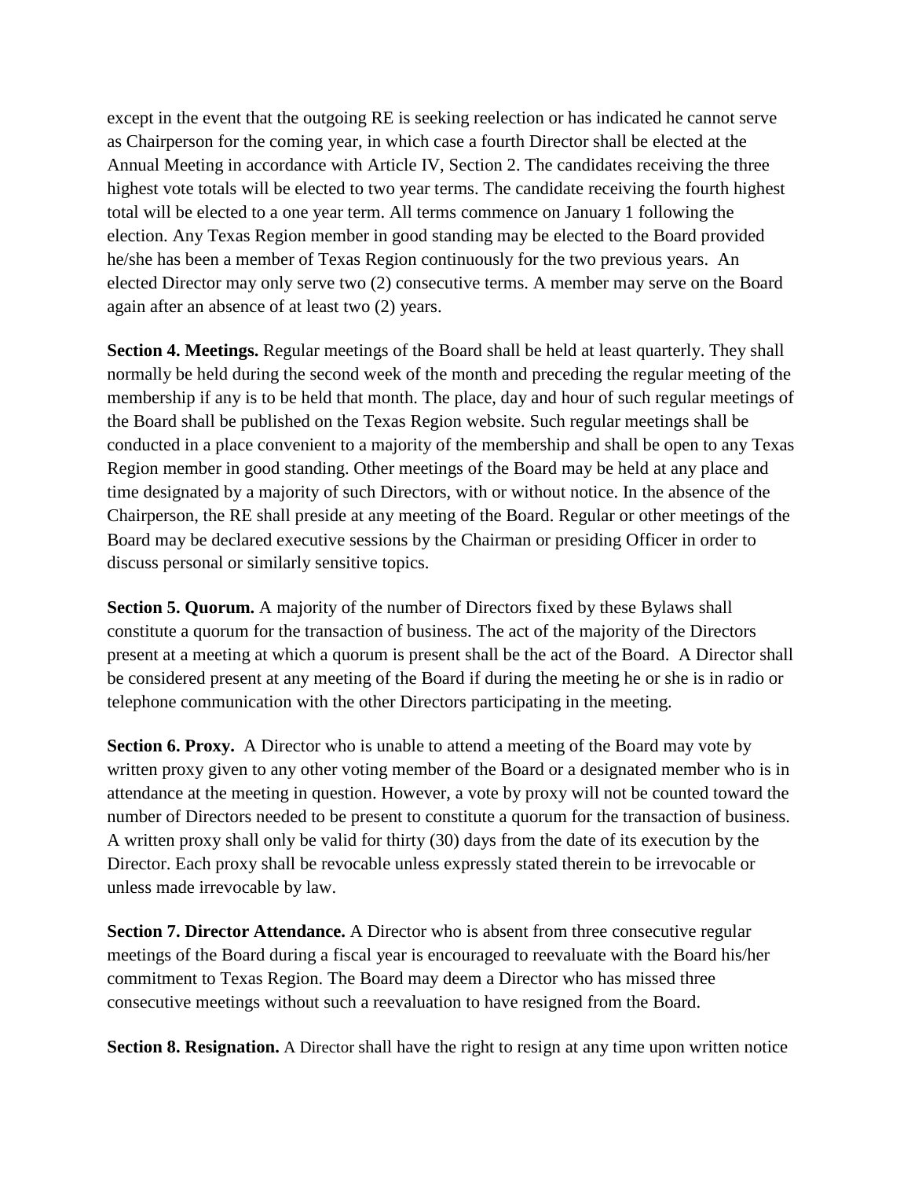except in the event that the outgoing RE is seeking reelection or has indicated he cannot serve as Chairperson for the coming year, in which case a fourth Director shall be elected at the Annual Meeting in accordance with Article IV, Section 2. The candidates receiving the three highest vote totals will be elected to two year terms. The candidate receiving the fourth highest total will be elected to a one year term. All terms commence on January 1 following the election. Any Texas Region member in good standing may be elected to the Board provided he/she has been a member of Texas Region continuously for the two previous years. An elected Director may only serve two (2) consecutive terms. A member may serve on the Board again after an absence of at least two (2) years.

**Section 4. Meetings.** Regular meetings of the Board shall be held at least quarterly. They shall normally be held during the second week of the month and preceding the regular meeting of the membership if any is to be held that month. The place, day and hour of such regular meetings of the Board shall be published on the Texas Region website. Such regular meetings shall be conducted in a place convenient to a majority of the membership and shall be open to any Texas Region member in good standing. Other meetings of the Board may be held at any place and time designated by a majority of such Directors, with or without notice. In the absence of the Chairperson, the RE shall preside at any meeting of the Board. Regular or other meetings of the Board may be declared executive sessions by the Chairman or presiding Officer in order to discuss personal or similarly sensitive topics.

**Section 5. Quorum.** A majority of the number of Directors fixed by these Bylaws shall constitute a quorum for the transaction of business. The act of the majority of the Directors present at a meeting at which a quorum is present shall be the act of the Board. A Director shall be considered present at any meeting of the Board if during the meeting he or she is in radio or telephone communication with the other Directors participating in the meeting.

**Section 6. Proxy.** A Director who is unable to attend a meeting of the Board may vote by written proxy given to any other voting member of the Board or a designated member who is in attendance at the meeting in question. However, a vote by proxy will not be counted toward the number of Directors needed to be present to constitute a quorum for the transaction of business. A written proxy shall only be valid for thirty (30) days from the date of its execution by the Director. Each proxy shall be revocable unless expressly stated therein to be irrevocable or unless made irrevocable by law.

**Section 7. Director Attendance.** A Director who is absent from three consecutive regular meetings of the Board during a fiscal year is encouraged to reevaluate with the Board his/her commitment to Texas Region. The Board may deem a Director who has missed three consecutive meetings without such a reevaluation to have resigned from the Board.

**Section 8. Resignation.** A Director shall have the right to resign at any time upon written notice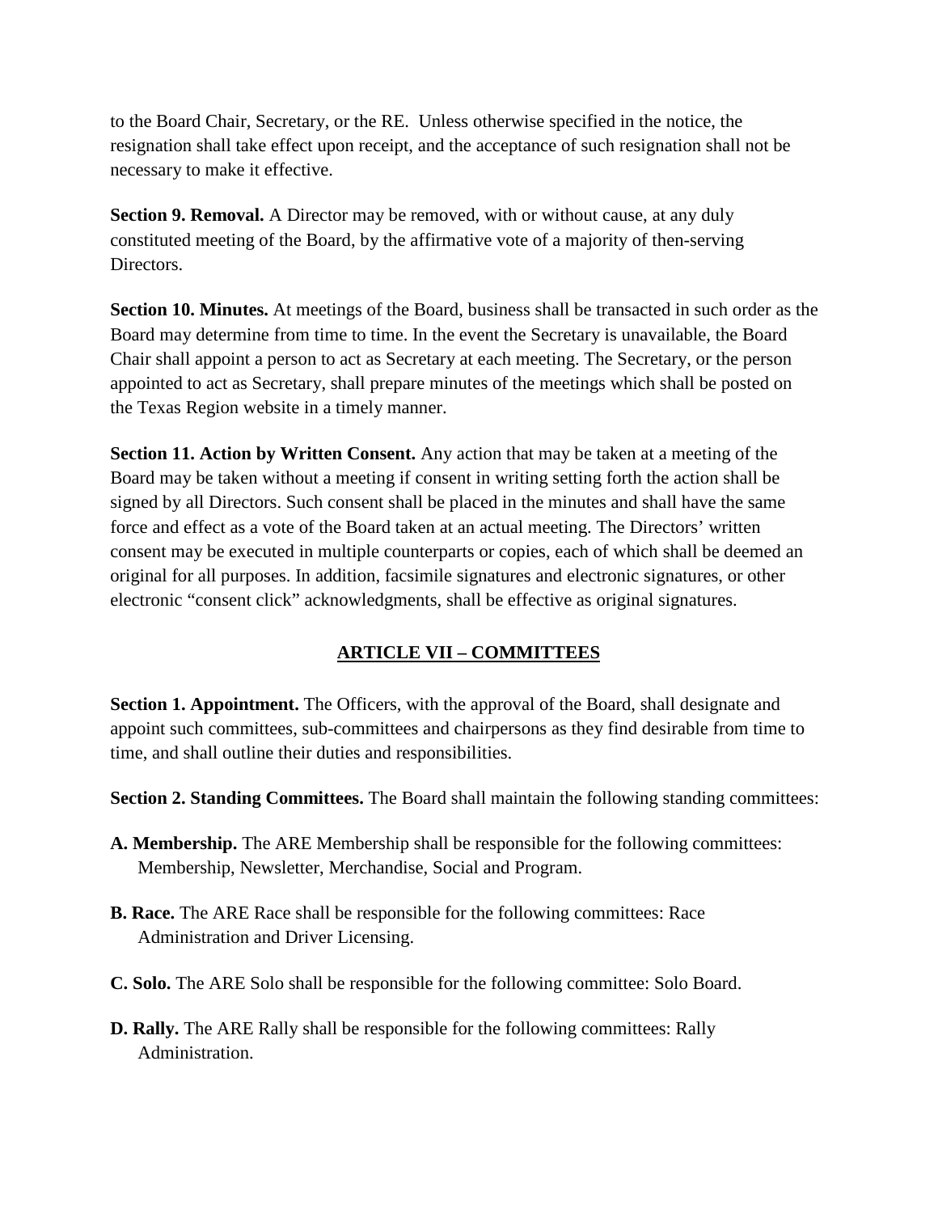to the Board Chair, Secretary, or the RE. Unless otherwise specified in the notice, the resignation shall take effect upon receipt, and the acceptance of such resignation shall not be necessary to make it effective.

**Section 9. Removal.** A Director may be removed, with or without cause, at any duly constituted meeting of the Board, by the affirmative vote of a majority of then-serving Directors.

**Section 10. Minutes.** At meetings of the Board, business shall be transacted in such order as the Board may determine from time to time. In the event the Secretary is unavailable, the Board Chair shall appoint a person to act as Secretary at each meeting. The Secretary, or the person appointed to act as Secretary, shall prepare minutes of the meetings which shall be posted on the Texas Region website in a timely manner.

**Section 11. Action by Written Consent.** Any action that may be taken at a meeting of the Board may be taken without a meeting if consent in writing setting forth the action shall be signed by all Directors. Such consent shall be placed in the minutes and shall have the same force and effect as a vote of the Board taken at an actual meeting. The Directors' written consent may be executed in multiple counterparts or copies, each of which shall be deemed an original for all purposes. In addition, facsimile signatures and electronic signatures, or other electronic "consent click" acknowledgments, shall be effective as original signatures.

## ARTICLE VII – COMMITTEES

**Section 1. Appointment.** The Officers, with the approval of the Board, shall designate and appoint such committees, sub-committees and chairpersons as they find desirable from time to time, and shall outline their duties and responsibilities.

**Section 2. Standing Committees.** The Board shall maintain the following standing committees:

**A. Membership.** The ARE Membership shall be responsible for the following committees: Membership, Newsletter, Merchandise, Social and Program.

**B. Race.** The ARE Race shall be responsible for the following committees: Race Administration and Driver Licensing.

**C. Solo.** The ARE Solo shall be responsible for the following committee: Solo Board.

**D. Rally.** The ARE Rally shall be responsible for the following committees: Rally Administration.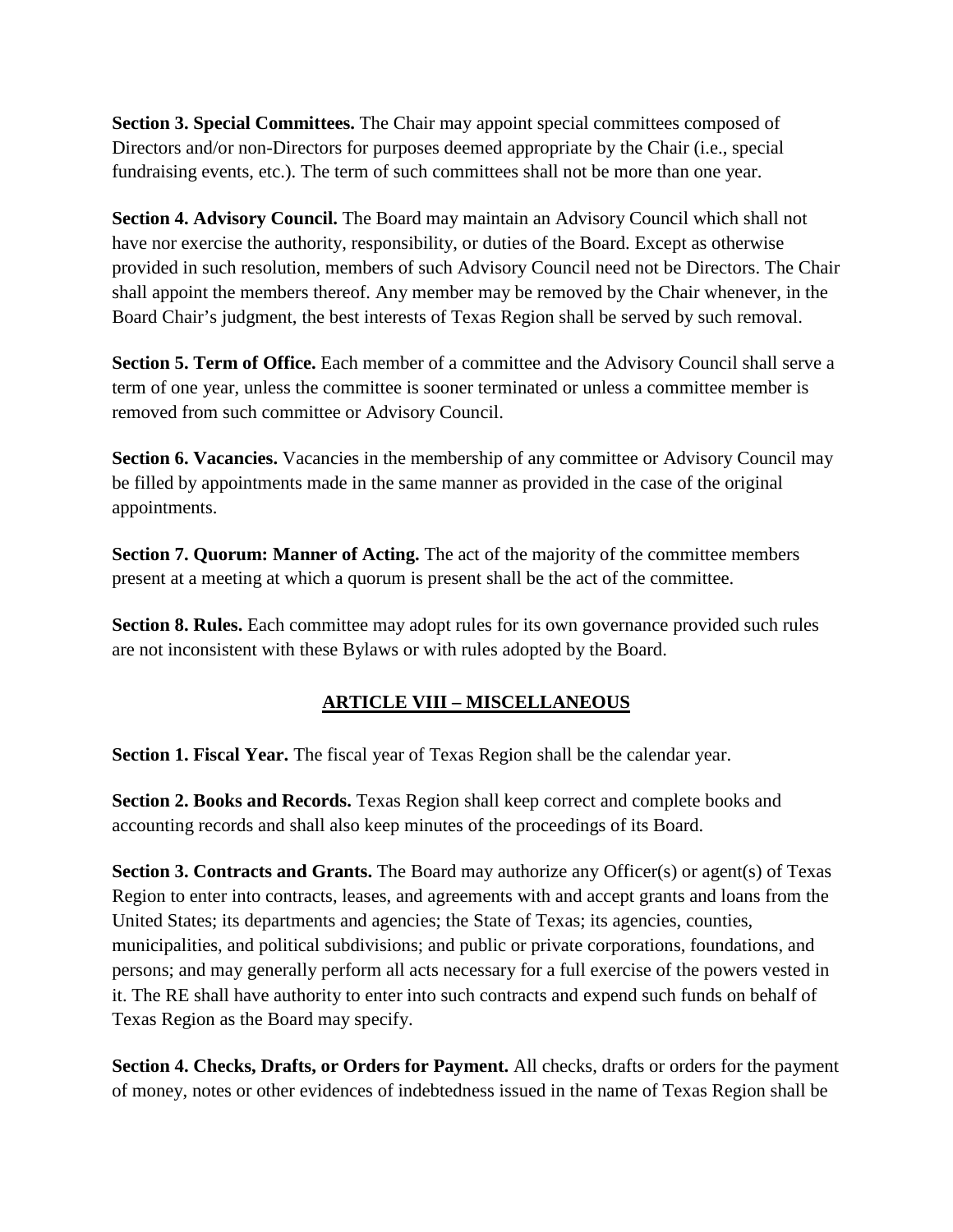**Section 3. Special Committees.** The Chair may appoint special committees composed of Directors and/or non-Directors for purposes deemed appropriate by the Chair (i.e., special fundraising events, etc.). The term of such committees shall not be more than one year.

**Section 4. Advisory Council.** The Board may maintain an Advisory Council which shall not have nor exercise the authority, responsibility, or duties of the Board. Except as otherwise provided in such resolution, members of such Advisory Council need not be Directors. The Chair shall appoint the members thereof. Any member may be removed by the Chair whenever, in the Board Chair's judgment, the best interests of Texas Region shall be served by such removal.

**Section 5. Term of Office.** Each member of a committee and the Advisory Council shall serve a term of one year, unless the committee is sooner terminated or unless a committee member is removed from such committee or Advisory Council.

**Section 6. Vacancies.** Vacancies in the membership of any committee or Advisory Council may be filled by appointments made in the same manner as provided in the case of the original appointments.

**Section 7. Quorum: Manner of Acting.** The act of the majority of the committee members present at a meeting at which a quorum is present shall be the act of the committee.

**Section 8. Rules.** Each committee may adopt rules for its own governance provided such rules are not inconsistent with these Bylaws or with rules adopted by the Board.

## ARTICLE VIII – MISCELLANEOUS

**Section 1. Fiscal Year.** The fiscal year of Texas Region shall be the calendar year.

**Section 2. Books and Records.** Texas Region shall keep correct and complete books and accounting records and shall also keep minutes of the proceedings of its Board.

**Section 3. Contracts and Grants.** The Board may authorize any Officer(s) or agent(s) of Texas Region to enter into contracts, leases, and agreements with and accept grants and loans from the United States; its departments and agencies; the State of Texas; its agencies, counties, municipalities, and political subdivisions; and public or private corporations, foundations, and persons; and may generally perform all acts necessary for a full exercise of the powers vested in it. The RE shall have authority to enter into such contracts and expend such funds on behalf of Texas Region as the Board may specify.

**Section 4. Checks, Drafts, or Orders for Payment.** All checks, drafts or orders for the payment of money, notes or other evidences of indebtedness issued in the name of Texas Region shall be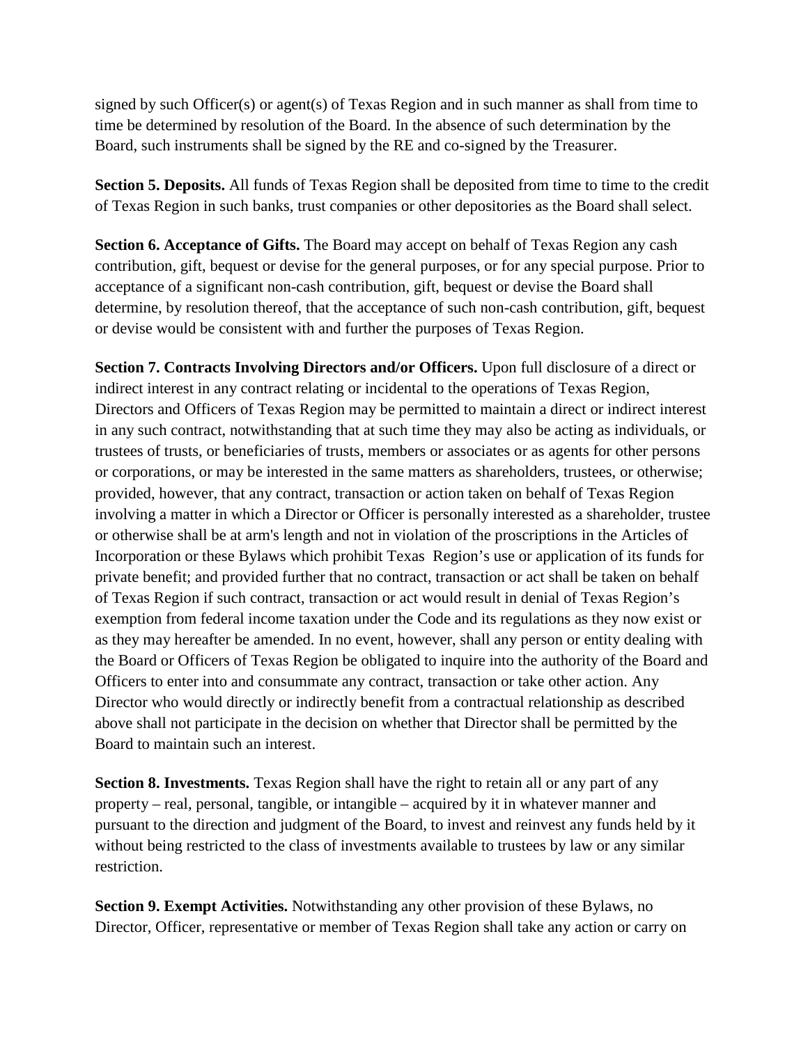signed by such Officer(s) or agent(s) of Texas Region and in such manner as shall from time to time be determined by resolution of the Board. In the absence of such determination by the Board, such instruments shall be signed by the RE and co-signed by the Treasurer.

**Section 5. Deposits.** All funds of Texas Region shall be deposited from time to time to the credit of Texas Region in such banks, trust companies or other depositories as the Board shall select.

**Section 6. Acceptance of Gifts.** The Board may accept on behalf of Texas Region any cash contribution, gift, bequest or devise for the general purposes, or for any special purpose. Prior to acceptance of a significant non-cash contribution, gift, bequest or devise the Board shall determine, by resolution thereof, that the acceptance of such non-cash contribution, gift, bequest or devise would be consistent with and further the purposes of Texas Region.

**Section 7. Contracts Involving Directors and/or Officers.** Upon full disclosure of a direct or indirect interest in any contract relating or incidental to the operations of Texas Region, Directors and Officers of Texas Region may be permitted to maintain a direct or indirect interest in any such contract, notwithstanding that at such time they may also be acting as individuals, or trustees of trusts, or beneficiaries of trusts, members or associates or as agents for other persons or corporations, or may be interested in the same matters as shareholders, trustees, or otherwise; provided, however, that any contract, transaction or action taken on behalf of Texas Region involving a matter in which a Director or Officer is personally interested as a shareholder, trustee or otherwise shall be at arm's length and not in violation of the proscriptions in the Articles of Incorporation or these Bylaws which prohibit Texas Region's use or application of its funds for private benefit; and provided further that no contract, transaction or act shall be taken on behalf of Texas Region if such contract, transaction or act would result in denial of Texas Region's exemption from federal income taxation under the Code and its regulations as they now exist or as they may hereafter be amended. In no event, however, shall any person or entity dealing with the Board or Officers of Texas Region be obligated to inquire into the authority of the Board and Officers to enter into and consummate any contract, transaction or take other action. Any Director who would directly or indirectly benefit from a contractual relationship as described above shall not participate in the decision on whether that Director shall be permitted by the Board to maintain such an interest.

**Section 8. Investments.** Texas Region shall have the right to retain all or any part of any property – real, personal, tangible, or intangible – acquired by it in whatever manner and pursuant to the direction and judgment of the Board, to invest and reinvest any funds held by it without being restricted to the class of investments available to trustees by law or any similar restriction.

**Section 9. Exempt Activities.** Notwithstanding any other provision of these Bylaws, no Director, Officer, representative or member of Texas Region shall take any action or carry on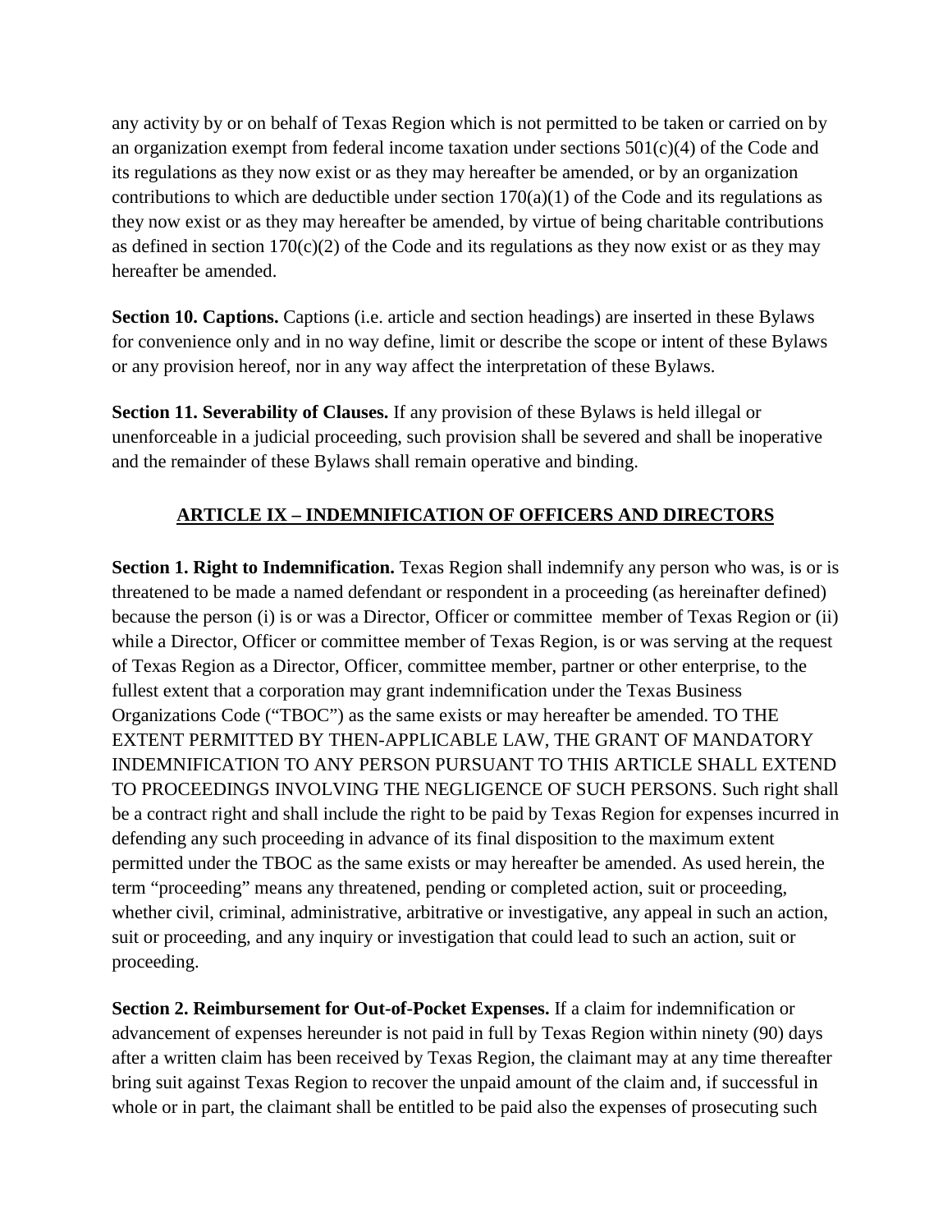any activity by or on behalf of Texas Region which is not permitted to be taken or carried on by an organization exempt from federal income taxation under sections 501(c)(4) of the Code and its regulations as they now exist or as they may hereafter be amended, or by an organization contributions to which are deductible under section 170(a)(1) of the Code and its regulations as they now exist or as they may hereafter be amended, by virtue of being charitable contributions as defined in section 170(c)(2) of the Code and its regulations as they now exist or as they may hereafter be amended.

**Section 10. Captions.** Captions (i.e. article and section headings) are inserted in these Bylaws for convenience only and in no way define, limit or describe the scope or intent of these Bylaws or any provision hereof, nor in any way affect the interpretation of these Bylaws.

**Section 11. Severability of Clauses.** If any provision of these Bylaws is held illegal or unenforceable in a judicial proceeding, such provision shall be severed and shall be inoperative and the remainder of these Bylaws shall remain operative and binding.

## ARTICLE IX – INDEMNIFICATION OF OFFICERS AND DIRECTORS

**Section 1. Right to Indemnification.** Texas Region shall indemnify any person who was, is or is threatened to be made a named defendant or respondent in a proceeding (as hereinafter defined) because the person (i) is or was a Director, Officer or committee member of Texas Region or (ii) while a Director, Officer or committee member of Texas Region, is or was serving at the request of Texas Region as a Director, Officer, committee member, partner or other enterprise, to the fullest extent that a corporation may grant indemnification under the Texas Business Organizations Code ("TBOC") as the same exists or may hereafter be amended. TO THE EXTENT PERMITTED BY THEN-APPLICABLE LAW, THE GRANT OF MANDATORY INDEMNIFICATION TO ANY PERSON PURSUANT TO THIS ARTICLE SHALL EXTEND TO PROCEEDINGS INVOLVING THE NEGLIGENCE OF SUCH PERSONS. Such right shall be a contract right and shall include the right to be paid by Texas Region for expenses incurred in defending any such proceeding in advance of its final disposition to the maximum extent permitted under the TBOC as the same exists or may hereafter be amended. As used herein, the term "proceeding" means any threatened, pending or completed action, suit or proceeding, whether civil, criminal, administrative, arbitrative or investigative, any appeal in such an action, suit or proceeding, and any inquiry or investigation that could lead to such an action, suit or proceeding.

**Section 2. Reimbursement for Out-of-Pocket Expenses.** If a claim for indemnification or advancement of expenses hereunder is not paid in full by Texas Region within ninety (90) days after a written claim has been received by Texas Region, the claimant may at any time thereafter bring suit against Texas Region to recover the unpaid amount of the claim and, if successful in whole or in part, the claimant shall be entitled to be paid also the expenses of prosecuting such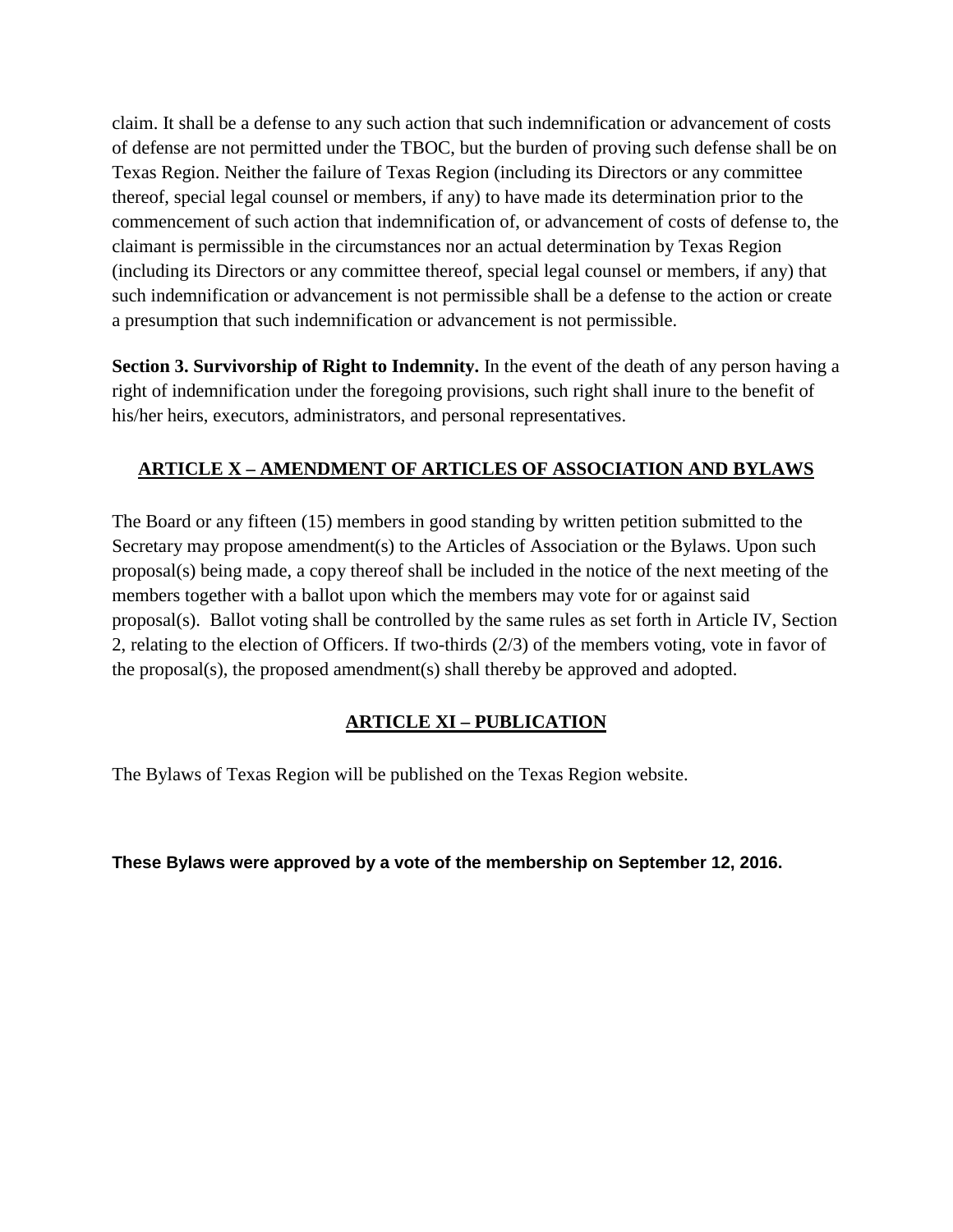claim. It shall be a defense to any such action that such indemnification or advancement of costs of defense are not permitted under the TBOC, but the burden of proving such defense shall be on Texas Region. Neither the failure of Texas Region (including its Directors or any committee thereof, special legal counsel or members, if any) to have made its determination prior to the commencement of such action that indemnification of, or advancement of costs of defense to, the claimant is permissible in the circumstances nor an actual determination by Texas Region (including its Directors or any committee thereof, special legal counsel or members, if any) that such indemnification or advancement is not permissible shall be a defense to the action or create a presumption that such indemnification or advancement is not permissible.

**Section 3. Survivorship of Right to Indemnity.** In the event of the death of any person having a right of indemnification under the foregoing provisions, such right shall inure to the benefit of his/her heirs, executors, administrators, and personal representatives.

## ARTICLE X – AMENDMENT OF ARTICLES OF ASSOCIATION AND BYLAWS

The Board or any fifteen (15) members in good standing by written petition submitted to the Secretary may propose amendment(s) to the Articles of Association or the Bylaws. Upon such proposal(s) being made, a copy thereof shall be included in the notice of the next meeting of the members together with a ballot upon which the members may vote for or against said proposal(s). Ballot voting shall be controlled by the same rules as set forth in Article IV, Section 2, relating to the election of Officers. If two-thirds (2/3) of the members voting, vote in favor of the proposal(s), the proposed amendment(s) shall thereby be approved and adopted.

## ARTICLE XI – PUBLICATION

The Bylaws of Texas Region will be published on the Texas Region website.

**These Bylaws were approved by a vote of the membership on September 12, 2016.**